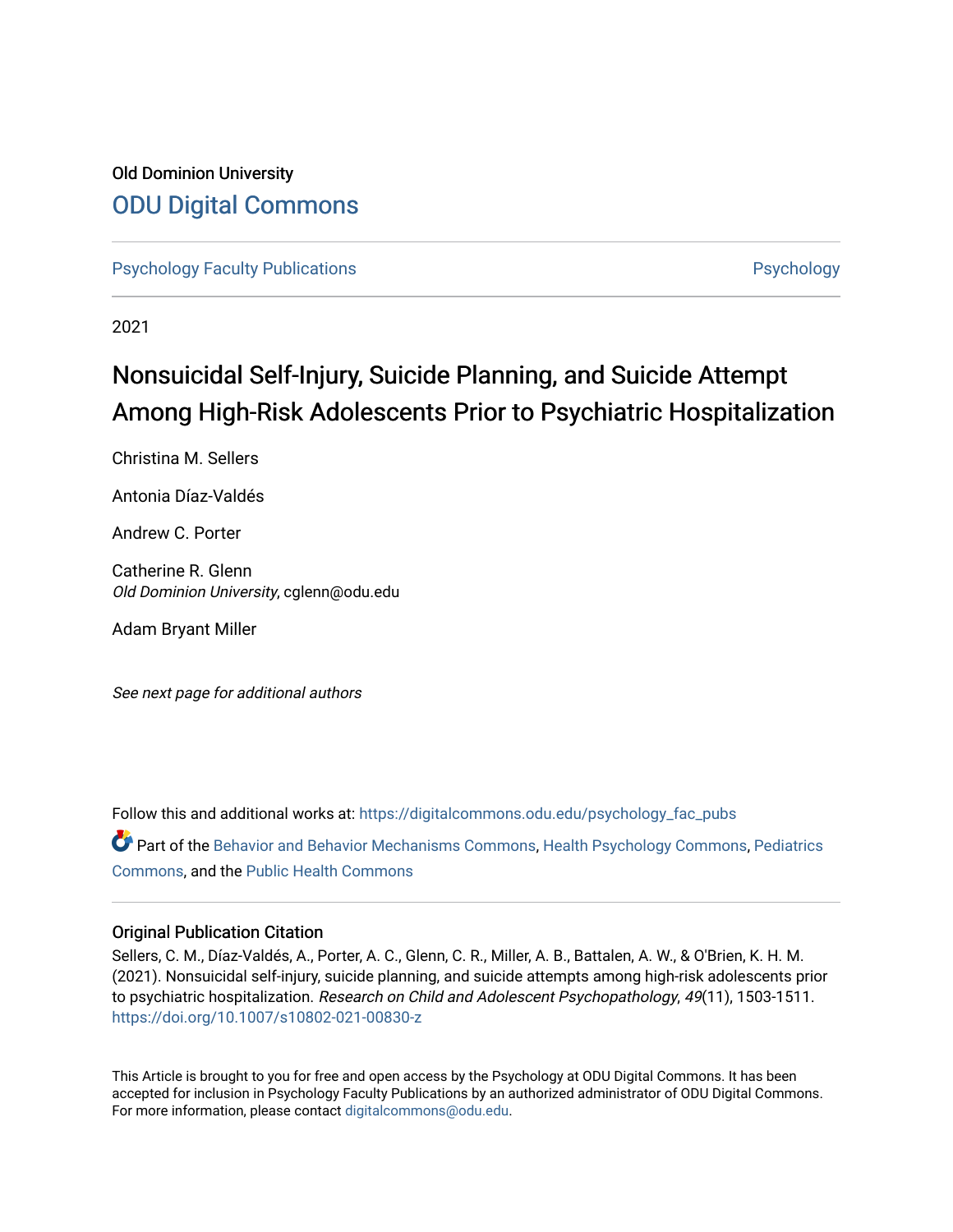Old Dominion University

# ODU Digital Commons

Psychology Faculty Publications | Psychology

2021

# Nonsuicidal Self-Injury, Suicide Planning, and Suicide Attempt Among High-Risk Adolescents Prior to Psychiatric Hospitalization

Christina M. Sellers

Antonia Díaz-Valdés

Andrew C. Porter

Catherine R. Glenn
*Old Dominion University*, cglenn@odu.edu

Adam Bryant Miller

*See next page for additional authors*

Follow this and additional works at: https://digitalcommons.odu.edu/psychology_fac_pubs

Part of the Behavior and Behavior Mechanisms Commons, Health Psychology Commons, Pediatrics Commons, and the Public Health Commons

## Original Publication Citation

Sellers, C. M., Díaz-Valdés, A., Porter, A. C., Glenn, C. R., Miller, A. B., Battalen, A. W., & O'Brien, K. H. M. (2021). Nonsuicidal self-injury, suicide planning, and suicide attempts among high-risk adolescents prior to psychiatric hospitalization. *Research on Child and Adolescent Psychopathology*, *49*(11), 1503-1511. https://doi.org/10.1007/s10802-021-00830-z

This Article is brought to you for free and open access by the Psychology at ODU Digital Commons. It has been accepted for inclusion in Psychology Faculty Publications by an authorized administrator of ODU Digital Commons. For more information, please contact digitalcommons@odu.edu.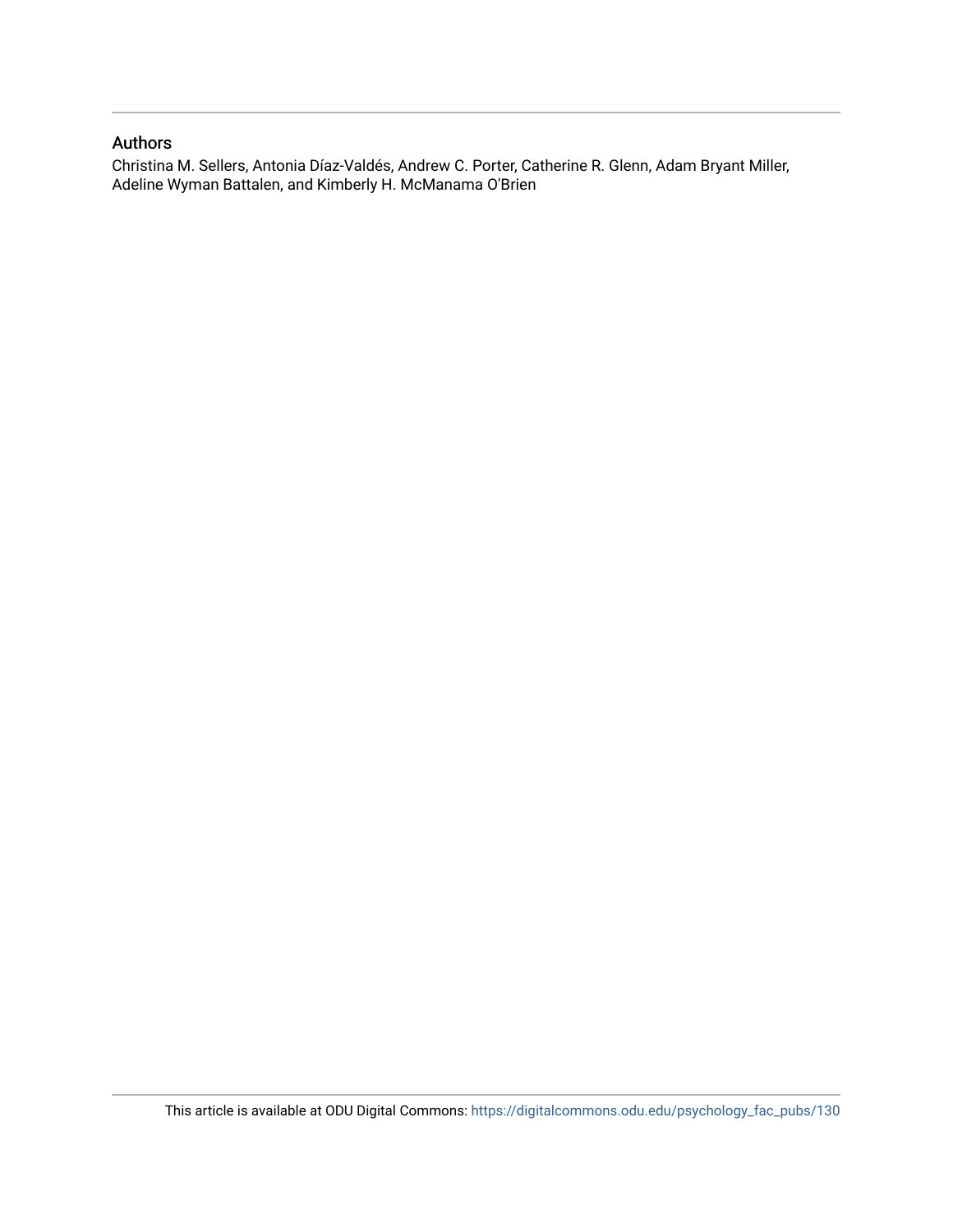## Authors

Christina M. Sellers, Antonia Díaz-Valdés, Andrew C. Porter, Catherine R. Glenn, Adam Bryant Miller, Adeline Wyman Battalen, and Kimberly H. McManama O'Brien

This article is available at ODU Digital Commons: https://digitalcommons.odu.edu/psychology_fac_pubs/130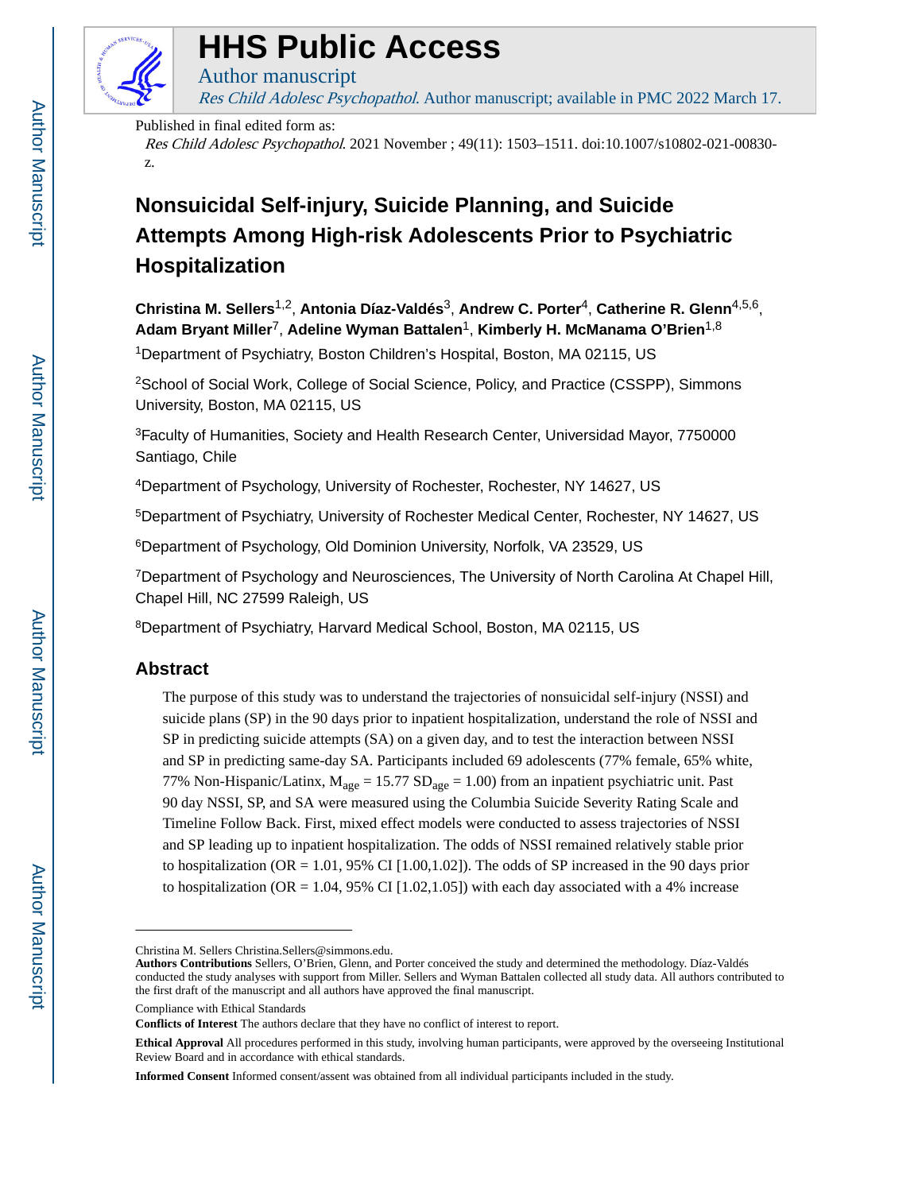# Nonsuicidal Self-injury, Suicide Planning, and Suicide Attempts Among High-risk Adolescents Prior to Psychiatric Hospitalization

**Christina M. Sellers**[1,2], **Antonia Díaz-Valdés**[3], **Andrew C. Porter**[4], **Catherine R. Glenn**[4,5,6], **Adam Bryant Miller**[7], **Adeline Wyman Battalen**[1], **Kimberly H. McManama O'Brien**[1,8]

[1]Department of Psychiatry, Boston Children's Hospital, Boston, MA 02115, US

[2]School of Social Work, College of Social Science, Policy, and Practice (CSSPP), Simmons University, Boston, MA 02115, US

[3]Faculty of Humanities, Society and Health Research Center, Universidad Mayor, 7750000 Santiago, Chile

[4]Department of Psychology, University of Rochester, Rochester, NY 14627, US

[5]Department of Psychiatry, University of Rochester Medical Center, Rochester, NY 14627, US

[6]Department of Psychology, Old Dominion University, Norfolk, VA 23529, US

[7]Department of Psychology and Neurosciences, The University of North Carolina At Chapel Hill, Chapel Hill, NC 27599 Raleigh, US

[8]Department of Psychiatry, Harvard Medical School, Boston, MA 02115, US

## Abstract

The purpose of this study was to understand the trajectories of nonsuicidal self-injury (NSSI) and suicide plans (SP) in the 90 days prior to inpatient hospitalization, understand the role of NSSI and SP in predicting suicide attempts (SA) on a given day, and to test the interaction between NSSI and SP in predicting same-day SA. Participants included 69 adolescents (77% female, 65% white, 77% Non-Hispanic/Latinx, $M_{age} = 15.77$ $SD_{age} = 1.00$) from an inpatient psychiatric unit. Past 90 day NSSI, SP, and SA were measured using the Columbia Suicide Severity Rating Scale and Timeline Follow Back. First, mixed effect models were conducted to assess trajectories of NSSI and SP leading up to inpatient hospitalization. The odds of NSSI remained relatively stable prior to hospitalization (OR = 1.01, 95% CI [1.00,1.02]). The odds of SP increased in the 90 days prior to hospitalization (OR = 1.04, 95% CI [1.02,1.05]) with each day associated with a 4% increase

---

Christina M. Sellers Christina.Sellers@simmons.edu.

**Authors Contributions** Sellers, O'Brien, Glenn, and Porter conceived the study and determined the methodology. Díaz-Valdés conducted the study analyses with support from Miller. Sellers and Wyman Battalen collected all study data. All authors contributed to the first draft of the manuscript and all authors have approved the final manuscript.

Compliance with Ethical Standards

**Conflicts of Interest** The authors declare that they have no conflict of interest to report.

**Ethical Approval** All procedures performed in this study, involving human participants, were approved by the overseeing Institutional Review Board and in accordance with ethical standards.

**Informed Consent** Informed consent/assent was obtained from all individual participants included in the study.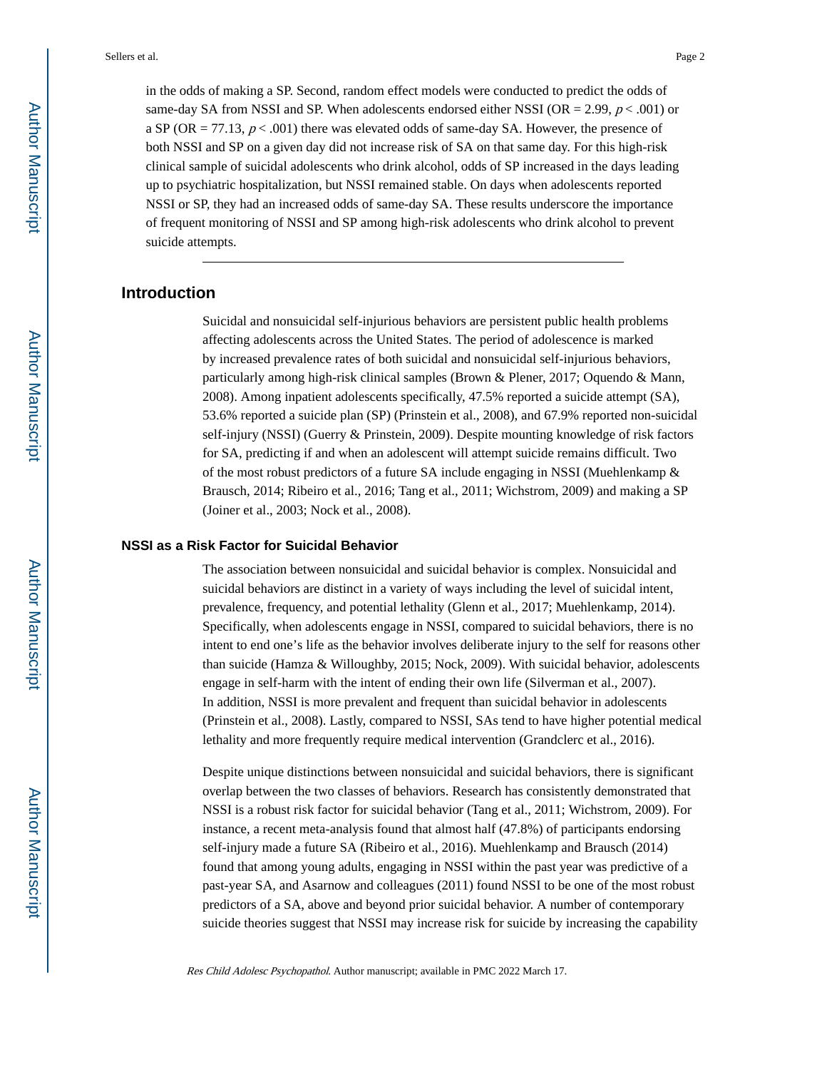in the odds of making a SP. Second, random effect models were conducted to predict the odds of same-day SA from NSSI and SP. When adolescents endorsed either NSSI (OR = 2.99, $p < .001$) or a SP (OR = 77.13, $p < .001$) there was elevated odds of same-day SA. However, the presence of both NSSI and SP on a given day did not increase risk of SA on that same day. For this high-risk clinical sample of suicidal adolescents who drink alcohol, odds of SP increased in the days leading up to psychiatric hospitalization, but NSSI remained stable. On days when adolescents reported NSSI or SP, they had an increased odds of same-day SA. These results underscore the importance of frequent monitoring of NSSI and SP among high-risk adolescents who drink alcohol to prevent suicide attempts.

## Introduction

Suicidal and nonsuicidal self-injurious behaviors are persistent public health problems affecting adolescents across the United States. The period of adolescence is marked by increased prevalence rates of both suicidal and nonsuicidal self-injurious behaviors, particularly among high-risk clinical samples (Brown & Plener, 2017; Oquendo & Mann, 2008). Among inpatient adolescents specifically, 47.5% reported a suicide attempt (SA), 53.6% reported a suicide plan (SP) (Prinstein et al., 2008), and 67.9% reported non-suicidal self-injury (NSSI) (Guerry & Prinstein, 2009). Despite mounting knowledge of risk factors for SA, predicting if and when an adolescent will attempt suicide remains difficult. Two of the most robust predictors of a future SA include engaging in NSSI (Muehlenkamp & Brausch, 2014; Ribeiro et al., 2016; Tang et al., 2011; Wichstrom, 2009) and making a SP (Joiner et al., 2003; Nock et al., 2008).

### NSSI as a Risk Factor for Suicidal Behavior

The association between nonsuicidal and suicidal behavior is complex. Nonsuicidal and suicidal behaviors are distinct in a variety of ways including the level of suicidal intent, prevalence, frequency, and potential lethality (Glenn et al., 2017; Muehlenkamp, 2014). Specifically, when adolescents engage in NSSI, compared to suicidal behaviors, there is no intent to end one's life as the behavior involves deliberate injury to the self for reasons other than suicide (Hamza & Willoughby, 2015; Nock, 2009). With suicidal behavior, adolescents engage in self-harm with the intent of ending their own life (Silverman et al., 2007). In addition, NSSI is more prevalent and frequent than suicidal behavior in adolescents (Prinstein et al., 2008). Lastly, compared to NSSI, SAs tend to have higher potential medical lethality and more frequently require medical intervention (Grandclerc et al., 2016).

Despite unique distinctions between nonsuicidal and suicidal behaviors, there is significant overlap between the two classes of behaviors. Research has consistently demonstrated that NSSI is a robust risk factor for suicidal behavior (Tang et al., 2011; Wichstrom, 2009). For instance, a recent meta-analysis found that almost half (47.8%) of participants endorsing self-injury made a future SA (Ribeiro et al., 2016). Muehlenkamp and Brausch (2014) found that among young adults, engaging in NSSI within the past year was predictive of a past-year SA, and Asarnow and colleagues (2011) found NSSI to be one of the most robust predictors of a SA, above and beyond prior suicidal behavior. A number of contemporary suicide theories suggest that NSSI may increase risk for suicide by increasing the capability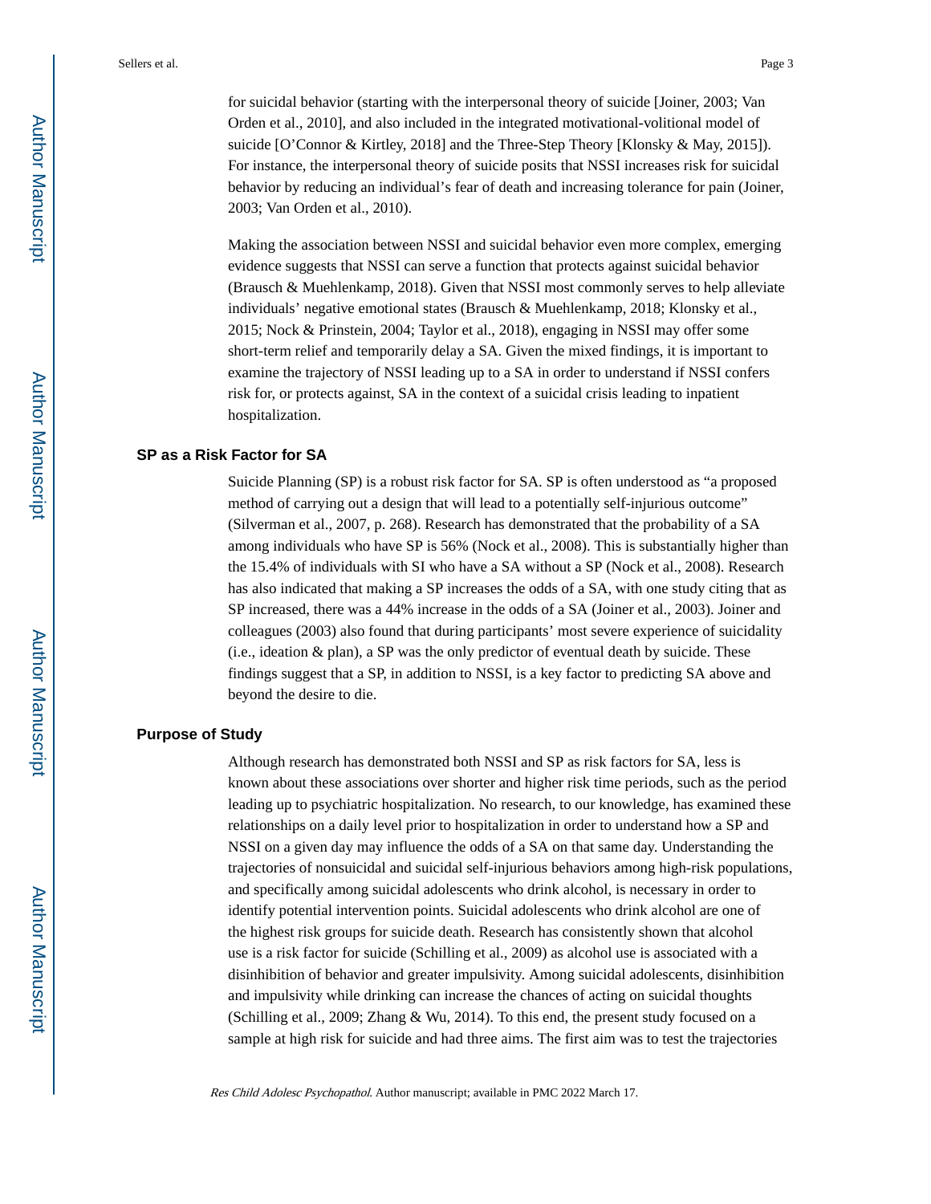for suicidal behavior (starting with the interpersonal theory of suicide [Joiner, 2003; Van Orden et al., 2010], and also included in the integrated motivational-volitional model of suicide [O'Connor & Kirtley, 2018] and the Three-Step Theory [Klonsky & May, 2015]). For instance, the interpersonal theory of suicide posits that NSSI increases risk for suicidal behavior by reducing an individual's fear of death and increasing tolerance for pain (Joiner, 2003; Van Orden et al., 2010).

Making the association between NSSI and suicidal behavior even more complex, emerging evidence suggests that NSSI can serve a function that protects against suicidal behavior (Brausch & Muehlenkamp, 2018). Given that NSSI most commonly serves to help alleviate individuals' negative emotional states (Brausch & Muehlenkamp, 2018; Klonsky et al., 2015; Nock & Prinstein, 2004; Taylor et al., 2018), engaging in NSSI may offer some short-term relief and temporarily delay a SA. Given the mixed findings, it is important to examine the trajectory of NSSI leading up to a SA in order to understand if NSSI confers risk for, or protects against, SA in the context of a suicidal crisis leading to inpatient hospitalization.

### SP as a Risk Factor for SA

Suicide Planning (SP) is a robust risk factor for SA. SP is often understood as "a proposed method of carrying out a design that will lead to a potentially self-injurious outcome" (Silverman et al., 2007, p. 268). Research has demonstrated that the probability of a SA among individuals who have SP is 56% (Nock et al., 2008). This is substantially higher than the 15.4% of individuals with SI who have a SA without a SP (Nock et al., 2008). Research has also indicated that making a SP increases the odds of a SA, with one study citing that as SP increased, there was a 44% increase in the odds of a SA (Joiner et al., 2003). Joiner and colleagues (2003) also found that during participants' most severe experience of suicidality (i.e., ideation & plan), a SP was the only predictor of eventual death by suicide. These findings suggest that a SP, in addition to NSSI, is a key factor to predicting SA above and beyond the desire to die.

### Purpose of Study

Although research has demonstrated both NSSI and SP as risk factors for SA, less is known about these associations over shorter and higher risk time periods, such as the period leading up to psychiatric hospitalization. No research, to our knowledge, has examined these relationships on a daily level prior to hospitalization in order to understand how a SP and NSSI on a given day may influence the odds of a SA on that same day. Understanding the trajectories of nonsuicidal and suicidal self-injurious behaviors among high-risk populations, and specifically among suicidal adolescents who drink alcohol, is necessary in order to identify potential intervention points. Suicidal adolescents who drink alcohol are one of the highest risk groups for suicide death. Research has consistently shown that alcohol use is a risk factor for suicide (Schilling et al., 2009) as alcohol use is associated with a disinhibition of behavior and greater impulsivity. Among suicidal adolescents, disinhibition and impulsivity while drinking can increase the chances of acting on suicidal thoughts (Schilling et al., 2009; Zhang & Wu, 2014). To this end, the present study focused on a sample at high risk for suicide and had three aims. The first aim was to test the trajectories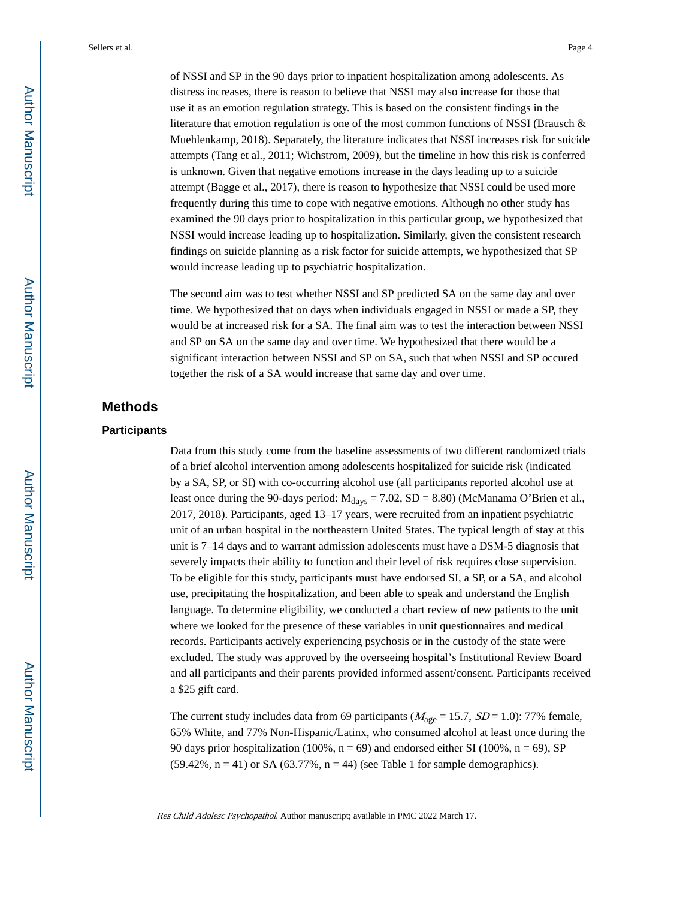of NSSI and SP in the 90 days prior to inpatient hospitalization among adolescents. As distress increases, there is reason to believe that NSSI may also increase for those that use it as an emotion regulation strategy. This is based on the consistent findings in the literature that emotion regulation is one of the most common functions of NSSI (Brausch & Muehlenkamp, 2018). Separately, the literature indicates that NSSI increases risk for suicide attempts (Tang et al., 2011; Wichstrom, 2009), but the timeline in how this risk is conferred is unknown. Given that negative emotions increase in the days leading up to a suicide attempt (Bagge et al., 2017), there is reason to hypothesize that NSSI could be used more frequently during this time to cope with negative emotions. Although no other study has examined the 90 days prior to hospitalization in this particular group, we hypothesized that NSSI would increase leading up to hospitalization. Similarly, given the consistent research findings on suicide planning as a risk factor for suicide attempts, we hypothesized that SP would increase leading up to psychiatric hospitalization.

The second aim was to test whether NSSI and SP predicted SA on the same day and over time. We hypothesized that on days when individuals engaged in NSSI or made a SP, they would be at increased risk for a SA. The final aim was to test the interaction between NSSI and SP on SA on the same day and over time. We hypothesized that there would be a significant interaction between NSSI and SP on SA, such that when NSSI and SP occured together the risk of a SA would increase that same day and over time.

## Methods

### Participants

Data from this study come from the baseline assessments of two different randomized trials of a brief alcohol intervention among adolescents hospitalized for suicide risk (indicated by a SA, SP, or SI) with co-occurring alcohol use (all participants reported alcohol use at least once during the 90-days period: $M_{days}$ = 7.02, SD = 8.80) (McManama O'Brien et al., 2017, 2018). Participants, aged 13–17 years, were recruited from an inpatient psychiatric unit of an urban hospital in the northeastern United States. The typical length of stay at this unit is 7–14 days and to warrant admission adolescents must have a DSM-5 diagnosis that severely impacts their ability to function and their level of risk requires close supervision. To be eligible for this study, participants must have endorsed SI, a SP, or a SA, and alcohol use, precipitating the hospitalization, and been able to speak and understand the English language. To determine eligibility, we conducted a chart review of new patients to the unit where we looked for the presence of these variables in unit questionnaires and medical records. Participants actively experiencing psychosis or in the custody of the state were excluded. The study was approved by the overseeing hospital's Institutional Review Board and all participants and their parents provided informed assent/consent. Participants received a $25 gift card.

The current study includes data from 69 participants ($M_{age}$ = 15.7, $SD$ = 1.0): 77% female, 65% White, and 77% Non-Hispanic/Latinx, who consumed alcohol at least once during the 90 days prior hospitalization (100%, n = 69) and endorsed either SI (100%, n = 69), SP (59.42%, n = 41) or SA (63.77%, n = 44) (see Table 1 for sample demographics).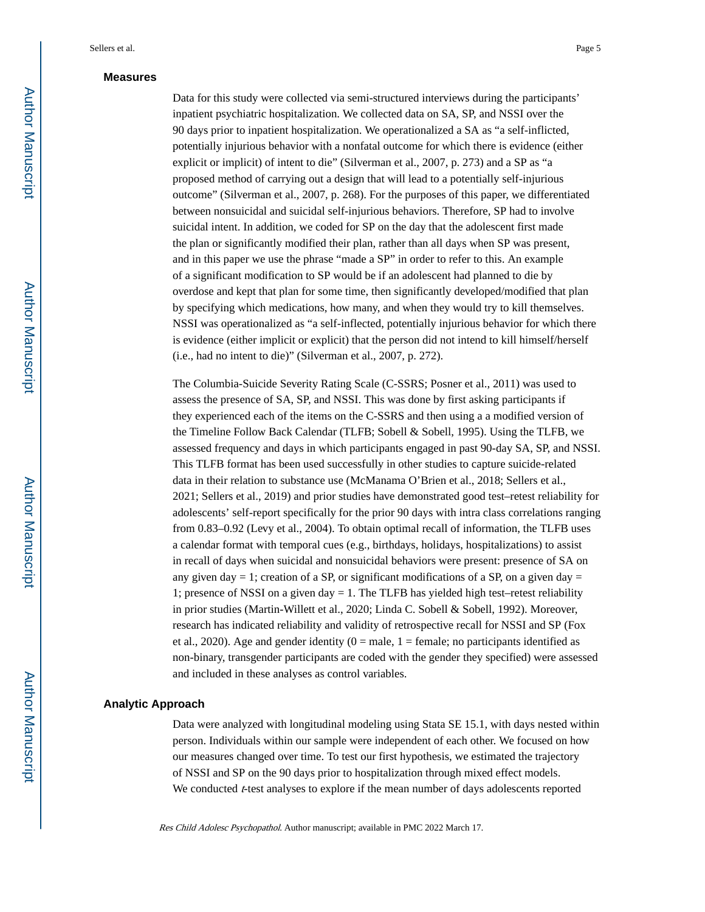## Measures

Data for this study were collected via semi-structured interviews during the participants' inpatient psychiatric hospitalization. We collected data on SA, SP, and NSSI over the 90 days prior to inpatient hospitalization. We operationalized a SA as "a self-inflicted, potentially injurious behavior with a nonfatal outcome for which there is evidence (either explicit or implicit) of intent to die" (Silverman et al., 2007, p. 273) and a SP as "a proposed method of carrying out a design that will lead to a potentially self-injurious outcome" (Silverman et al., 2007, p. 268). For the purposes of this paper, we differentiated between nonsuicidal and suicidal self-injurious behaviors. Therefore, SP had to involve suicidal intent. In addition, we coded for SP on the day that the adolescent first made the plan or significantly modified their plan, rather than all days when SP was present, and in this paper we use the phrase "made a SP" in order to refer to this. An example of a significant modification to SP would be if an adolescent had planned to die by overdose and kept that plan for some time, then significantly developed/modified that plan by specifying which medications, how many, and when they would try to kill themselves. NSSI was operationalized as "a self-inflicted, potentially injurious behavior for which there is evidence (either implicit or explicit) that the person did not intend to kill himself/herself (i.e., had no intent to die)" (Silverman et al., 2007, p. 272).

The Columbia-Suicide Severity Rating Scale (C-SSRS; Posner et al., 2011) was used to assess the presence of SA, SP, and NSSI. This was done by first asking participants if they experienced each of the items on the C-SSRS and then using a a modified version of the Timeline Follow Back Calendar (TLFB; Sobell & Sobell, 1995). Using the TLFB, we assessed frequency and days in which participants engaged in past 90-day SA, SP, and NSSI. This TLFB format has been used successfully in other studies to capture suicide-related data in their relation to substance use (McManama O'Brien et al., 2018; Sellers et al., 2021; Sellers et al., 2019) and prior studies have demonstrated good test–retest reliability for adolescents' self-report specifically for the prior 90 days with intra class correlations ranging from 0.83–0.92 (Levy et al., 2004). To obtain optimal recall of information, the TLFB uses a calendar format with temporal cues (e.g., birthdays, holidays, hospitalizations) to assist in recall of days when suicidal and nonsuicidal behaviors were present: presence of SA on any given day = 1; creation of a SP, or significant modifications of a SP, on a given day = 1; presence of NSSI on a given day = 1. The TLFB has yielded high test–retest reliability in prior studies (Martin-Willett et al., 2020; Linda C. Sobell & Sobell, 1992). Moreover, research has indicated reliability and validity of retrospective recall for NSSI and SP (Fox et al., 2020). Age and gender identity (0 = male, 1 = female; no participants identified as non-binary, transgender participants are coded with the gender they specified) were assessed and included in these analyses as control variables.

## Analytic Approach

Data were analyzed with longitudinal modeling using Stata SE 15.1, with days nested within person. Individuals within our sample were independent of each other. We focused on how our measures changed over time. To test our first hypothesis, we estimated the trajectory of NSSI and SP on the 90 days prior to hospitalization through mixed effect models. We conducted *t*-test analyses to explore if the mean number of days adolescents reported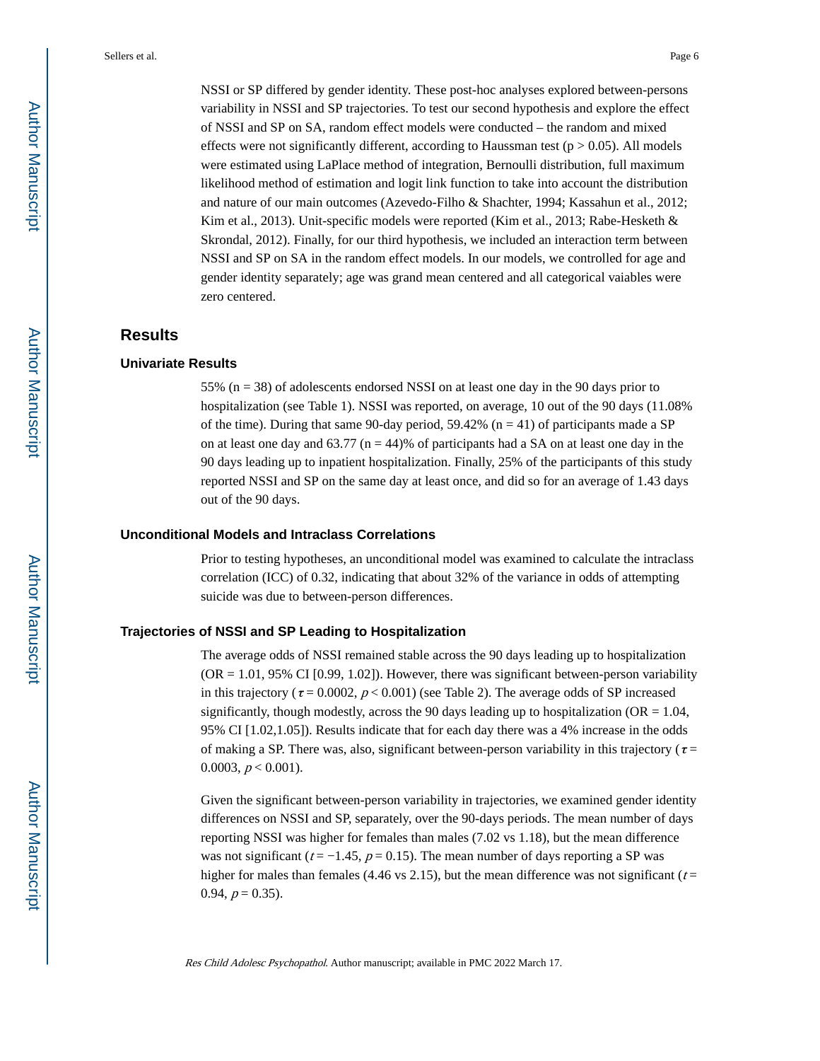NSSI or SP differed by gender identity. These post-hoc analyses explored between-persons variability in NSSI and SP trajectories. To test our second hypothesis and explore the effect of NSSI and SP on SA, random effect models were conducted – the random and mixed effects were not significantly different, according to Haussman test ($p > 0.05$). All models were estimated using LaPlace method of integration, Bernoulli distribution, full maximum likelihood method of estimation and logit link function to take into account the distribution and nature of our main outcomes (Azevedo-Filho & Shachter, 1994; Kassahun et al., 2012; Kim et al., 2013). Unit-specific models were reported (Kim et al., 2013; Rabe-Hesketh & Skrondal, 2012). Finally, for our third hypothesis, we included an interaction term between NSSI and SP on SA in the random effect models. In our models, we controlled for age and gender identity separately; age was grand mean centered and all categorical vaiables were zero centered.

## Results

### Univariate Results

55% (n = 38) of adolescents endorsed NSSI on at least one day in the 90 days prior to hospitalization (see Table 1). NSSI was reported, on average, 10 out of the 90 days (11.08% of the time). During that same 90-day period, 59.42% (n = 41) of participants made a SP on at least one day and 63.77 (n = 44)% of participants had a SA on at least one day in the 90 days leading up to inpatient hospitalization. Finally, 25% of the participants of this study reported NSSI and SP on the same day at least once, and did so for an average of 1.43 days out of the 90 days.

### Unconditional Models and Intraclass Correlations

Prior to testing hypotheses, an unconditional model was examined to calculate the intraclass correlation (ICC) of 0.32, indicating that about 32% of the variance in odds of attempting suicide was due to between-person differences.

### Trajectories of NSSI and SP Leading to Hospitalization

The average odds of NSSI remained stable across the 90 days leading up to hospitalization (OR = 1.01, 95% CI [0.99, 1.02]). However, there was significant between-person variability in this trajectory ($\tau = 0.0002$, $p < 0.001$) (see Table 2). The average odds of SP increased significantly, though modestly, across the 90 days leading up to hospitalization (OR = 1.04, 95% CI [1.02,1.05]). Results indicate that for each day there was a 4% increase in the odds of making a SP. There was, also, significant between-person variability in this trajectory ($\tau = 0.0003$, $p < 0.001$).

Given the significant between-person variability in trajectories, we examined gender identity differences on NSSI and SP, separately, over the 90-days periods. The mean number of days reporting NSSI was higher for females than males (7.02 vs 1.18), but the mean difference was not significant ($t = -1.45$, $p = 0.15$). The mean number of days reporting a SP was higher for males than females (4.46 vs 2.15), but the mean difference was not significant ($t = 0.94$, $p = 0.35$).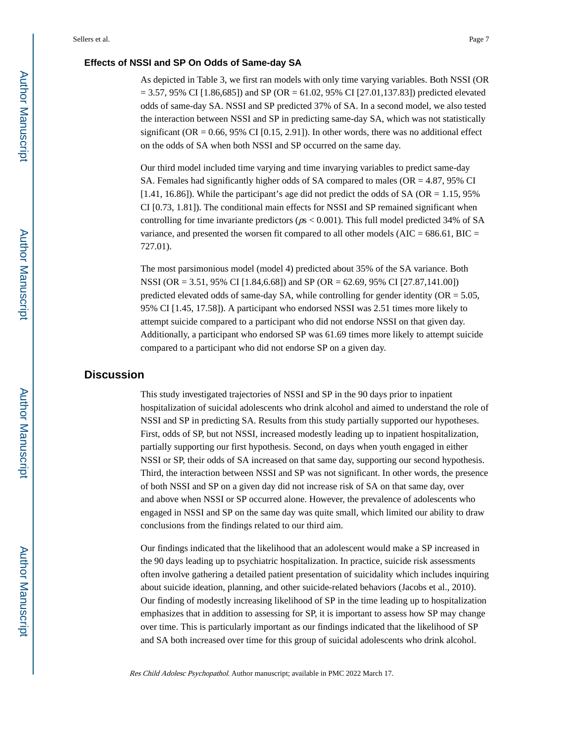### Effects of NSSI and SP On Odds of Same-day SA

As depicted in Table 3, we first ran models with only time varying variables. Both NSSI (OR = 3.57, 95% CI [1.86,685]) and SP (OR = 61.02, 95% CI [27.01,137.83]) predicted elevated odds of same-day SA. NSSI and SP predicted 37% of SA. In a second model, we also tested the interaction between NSSI and SP in predicting same-day SA, which was not statistically significant (OR = 0.66, 95% CI [0.15, 2.91]). In other words, there was no additional effect on the odds of SA when both NSSI and SP occurred on the same day.

Our third model included time varying and time invarying variables to predict same-day SA. Females had significantly higher odds of SA compared to males (OR = 4.87, 95% CI [1.41, 16.86]). While the participant's age did not predict the odds of SA (OR = 1.15, 95% CI [0.73, 1.81]). The conditional main effects for NSSI and SP remained significant when controlling for time invariante predictors ($ps < 0.001$). This full model predicted 34% of SA variance, and presented the worsen fit compared to all other models (AIC = 686.61, BIC = 727.01).

The most parsimonious model (model 4) predicted about 35% of the SA variance. Both NSSI (OR = 3.51, 95% CI [1.84,6.68]) and SP (OR = 62.69, 95% CI [27.87,141.00]) predicted elevated odds of same-day SA, while controlling for gender identity (OR = 5.05, 95% CI [1.45, 17.58]). A participant who endorsed NSSI was 2.51 times more likely to attempt suicide compared to a participant who did not endorse NSSI on that given day. Additionally, a participant who endorsed SP was 61.69 times more likely to attempt suicide compared to a participant who did not endorse SP on a given day.

## Discussion

This study investigated trajectories of NSSI and SP in the 90 days prior to inpatient hospitalization of suicidal adolescents who drink alcohol and aimed to understand the role of NSSI and SP in predicting SA. Results from this study partially supported our hypotheses. First, odds of SP, but not NSSI, increased modestly leading up to inpatient hospitalization, partially supporting our first hypothesis. Second, on days when youth engaged in either NSSI or SP, their odds of SA increased on that same day, supporting our second hypothesis. Third, the interaction between NSSI and SP was not significant. In other words, the presence of both NSSI and SP on a given day did not increase risk of SA on that same day, over and above when NSSI or SP occurred alone. However, the prevalence of adolescents who engaged in NSSI and SP on the same day was quite small, which limited our ability to draw conclusions from the findings related to our third aim.

Our findings indicated that the likelihood that an adolescent would make a SP increased in the 90 days leading up to psychiatric hospitalization. In practice, suicide risk assessments often involve gathering a detailed patient presentation of suicidality which includes inquiring about suicide ideation, planning, and other suicide-related behaviors (Jacobs et al., 2010). Our finding of modestly increasing likelihood of SP in the time leading up to hospitalization emphasizes that in addition to assessing for SP, it is important to assess how SP may change over time. This is particularly important as our findings indicated that the likelihood of SP and SA both increased over time for this group of suicidal adolescents who drink alcohol.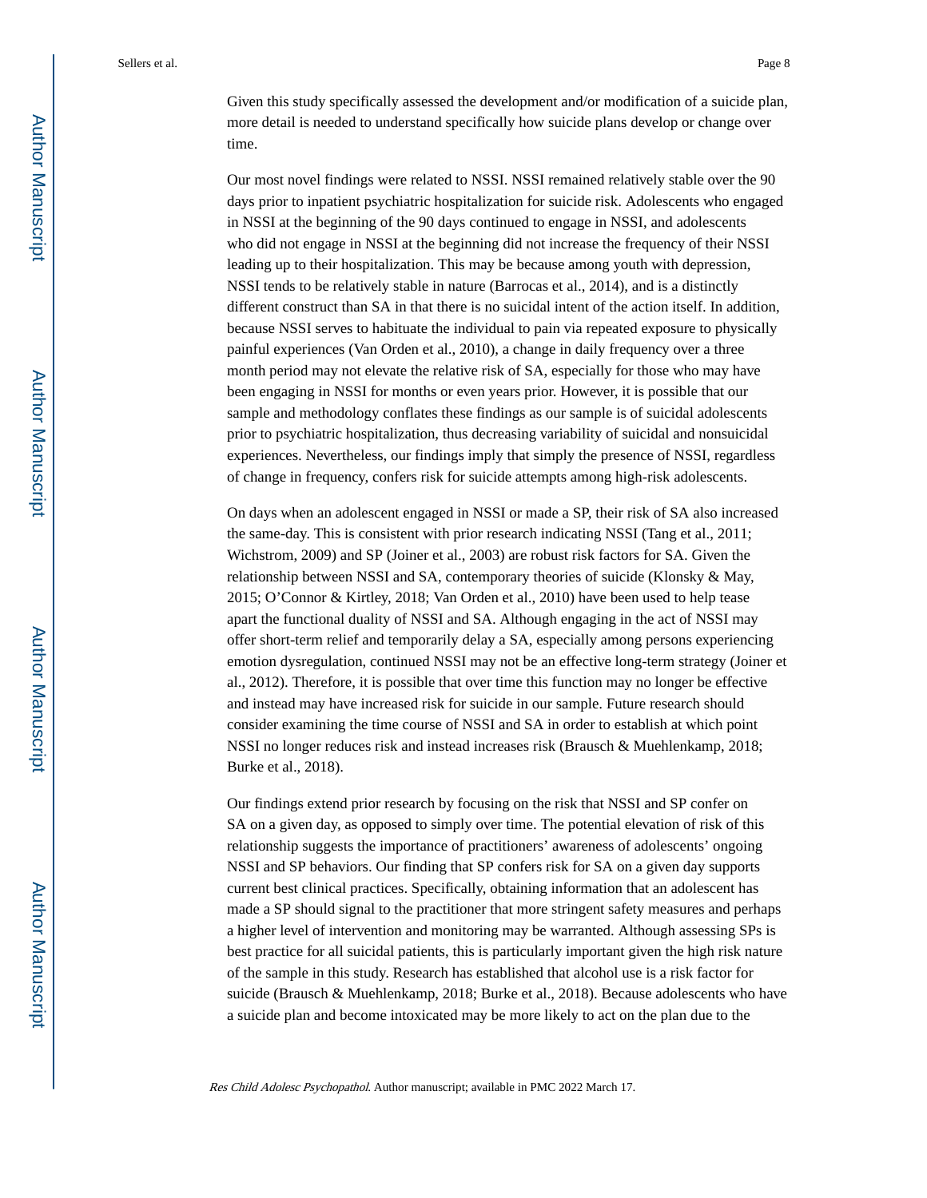Given this study specifically assessed the development and/or modification of a suicide plan, more detail is needed to understand specifically how suicide plans develop or change over time.

Our most novel findings were related to NSSI. NSSI remained relatively stable over the 90 days prior to inpatient psychiatric hospitalization for suicide risk. Adolescents who engaged in NSSI at the beginning of the 90 days continued to engage in NSSI, and adolescents who did not engage in NSSI at the beginning did not increase the frequency of their NSSI leading up to their hospitalization. This may be because among youth with depression, NSSI tends to be relatively stable in nature (Barrocas et al., 2014), and is a distinctly different construct than SA in that there is no suicidal intent of the action itself. In addition, because NSSI serves to habituate the individual to pain via repeated exposure to physically painful experiences (Van Orden et al., 2010), a change in daily frequency over a three month period may not elevate the relative risk of SA, especially for those who may have been engaging in NSSI for months or even years prior. However, it is possible that our sample and methodology conflates these findings as our sample is of suicidal adolescents prior to psychiatric hospitalization, thus decreasing variability of suicidal and nonsuicidal experiences. Nevertheless, our findings imply that simply the presence of NSSI, regardless of change in frequency, confers risk for suicide attempts among high-risk adolescents.

On days when an adolescent engaged in NSSI or made a SP, their risk of SA also increased the same-day. This is consistent with prior research indicating NSSI (Tang et al., 2011; Wichstrom, 2009) and SP (Joiner et al., 2003) are robust risk factors for SA. Given the relationship between NSSI and SA, contemporary theories of suicide (Klonsky & May, 2015; O'Connor & Kirtley, 2018; Van Orden et al., 2010) have been used to help tease apart the functional duality of NSSI and SA. Although engaging in the act of NSSI may offer short-term relief and temporarily delay a SA, especially among persons experiencing emotion dysregulation, continued NSSI may not be an effective long-term strategy (Joiner et al., 2012). Therefore, it is possible that over time this function may no longer be effective and instead may have increased risk for suicide in our sample. Future research should consider examining the time course of NSSI and SA in order to establish at which point NSSI no longer reduces risk and instead increases risk (Brausch & Muehlenkamp, 2018; Burke et al., 2018).

Our findings extend prior research by focusing on the risk that NSSI and SP confer on SA on a given day, as opposed to simply over time. The potential elevation of risk of this relationship suggests the importance of practitioners' awareness of adolescents' ongoing NSSI and SP behaviors. Our finding that SP confers risk for SA on a given day supports current best clinical practices. Specifically, obtaining information that an adolescent has made a SP should signal to the practitioner that more stringent safety measures and perhaps a higher level of intervention and monitoring may be warranted. Although assessing SPs is best practice for all suicidal patients, this is particularly important given the high risk nature of the sample in this study. Research has established that alcohol use is a risk factor for suicide (Brausch & Muehlenkamp, 2018; Burke et al., 2018). Because adolescents who have a suicide plan and become intoxicated may be more likely to act on the plan due to the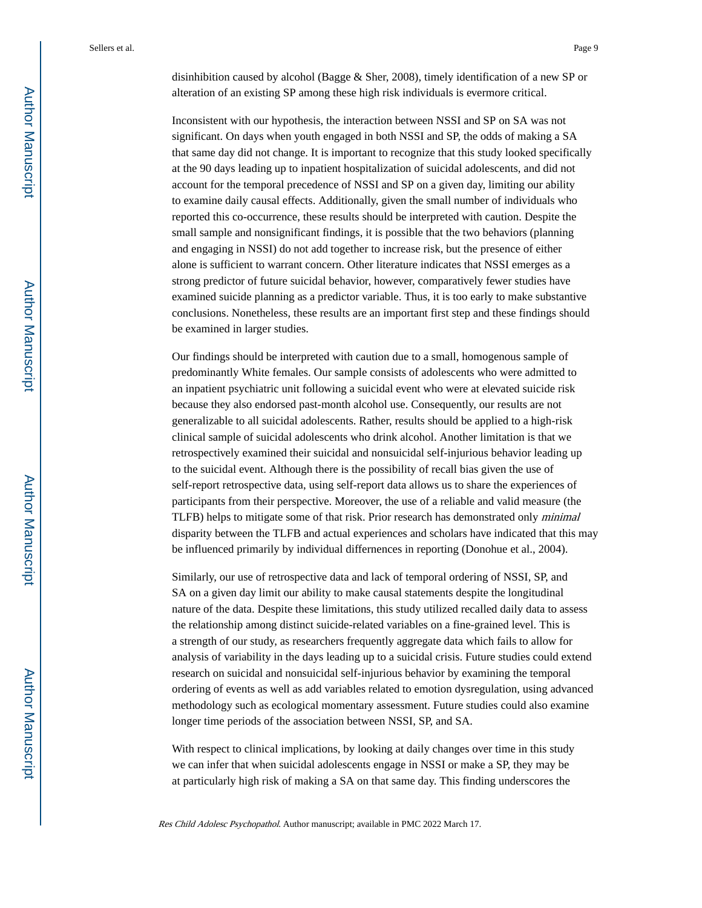disinhibition caused by alcohol (Bagge & Sher, 2008), timely identification of a new SP or alteration of an existing SP among these high risk individuals is evermore critical.

Inconsistent with our hypothesis, the interaction between NSSI and SP on SA was not significant. On days when youth engaged in both NSSI and SP, the odds of making a SA that same day did not change. It is important to recognize that this study looked specifically at the 90 days leading up to inpatient hospitalization of suicidal adolescents, and did not account for the temporal precedence of NSSI and SP on a given day, limiting our ability to examine daily causal effects. Additionally, given the small number of individuals who reported this co-occurrence, these results should be interpreted with caution. Despite the small sample and nonsignificant findings, it is possible that the two behaviors (planning and engaging in NSSI) do not add together to increase risk, but the presence of either alone is sufficient to warrant concern. Other literature indicates that NSSI emerges as a strong predictor of future suicidal behavior, however, comparatively fewer studies have examined suicide planning as a predictor variable. Thus, it is too early to make substantive conclusions. Nonetheless, these results are an important first step and these findings should be examined in larger studies.

Our findings should be interpreted with caution due to a small, homogenous sample of predominantly White females. Our sample consists of adolescents who were admitted to an inpatient psychiatric unit following a suicidal event who were at elevated suicide risk because they also endorsed past-month alcohol use. Consequently, our results are not generalizable to all suicidal adolescents. Rather, results should be applied to a high-risk clinical sample of suicidal adolescents who drink alcohol. Another limitation is that we retrospectively examined their suicidal and nonsuicidal self-injurious behavior leading up to the suicidal event. Although there is the possibility of recall bias given the use of self-report retrospective data, using self-report data allows us to share the experiences of participants from their perspective. Moreover, the use of a reliable and valid measure (the TLFB) helps to mitigate some of that risk. Prior research has demonstrated only *minimal* disparity between the TLFB and actual experiences and scholars have indicated that this may be influenced primarily by individual differnences in reporting (Donohue et al., 2004).

Similarly, our use of retrospective data and lack of temporal ordering of NSSI, SP, and SA on a given day limit our ability to make causal statements despite the longitudinal nature of the data. Despite these limitations, this study utilized recalled daily data to assess the relationship among distinct suicide-related variables on a fine-grained level. This is a strength of our study, as researchers frequently aggregate data which fails to allow for analysis of variability in the days leading up to a suicidal crisis. Future studies could extend research on suicidal and nonsuicidal self-injurious behavior by examining the temporal ordering of events as well as add variables related to emotion dysregulation, using advanced methodology such as ecological momentary assessment. Future studies could also examine longer time periods of the association between NSSI, SP, and SA.

With respect to clinical implications, by looking at daily changes over time in this study we can infer that when suicidal adolescents engage in NSSI or make a SP, they may be at particularly high risk of making a SA on that same day. This finding underscores the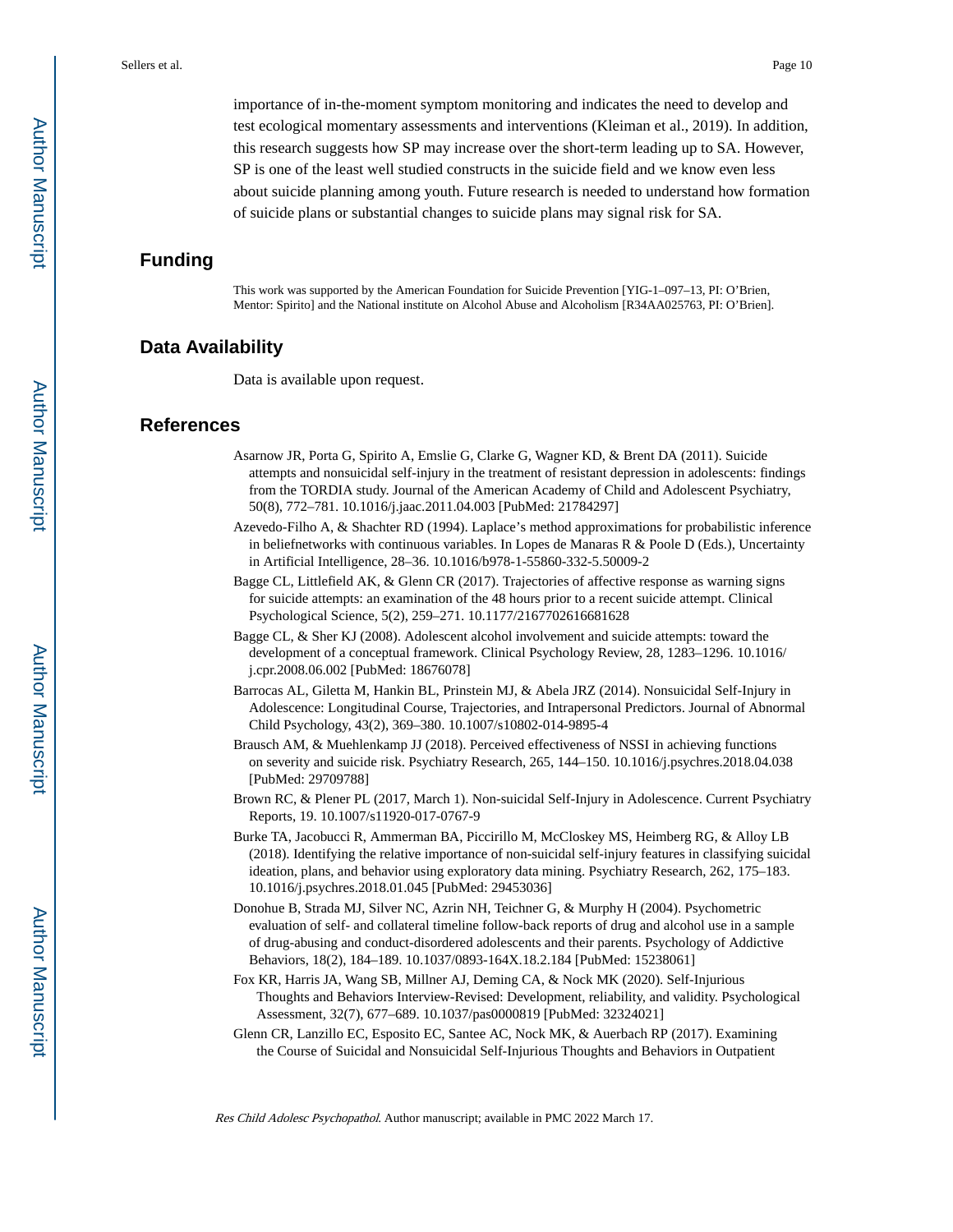importance of in-the-moment symptom monitoring and indicates the need to develop and test ecological momentary assessments and interventions (Kleiman et al., 2019). In addition, this research suggests how SP may increase over the short-term leading up to SA. However, SP is one of the least well studied constructs in the suicide field and we know even less about suicide planning among youth. Future research is needed to understand how formation of suicide plans or substantial changes to suicide plans may signal risk for SA.

## Funding

This work was supported by the American Foundation for Suicide Prevention [YIG-1–097–13, PI: O'Brien, Mentor: Spirito] and the National institute on Alcohol Abuse and Alcoholism [R34AA025763, PI: O'Brien].

## Data Availability

Data is available upon request.

## References

Asarnow JR, Porta G, Spirito A, Emslie G, Clarke G, Wagner KD, & Brent DA (2011). Suicide attempts and nonsuicidal self-injury in the treatment of resistant depression in adolescents: findings from the TORDIA study. Journal of the American Academy of Child and Adolescent Psychiatry, 50(8), 772–781. 10.1016/j.jaac.2011.04.003 [PubMed: 21784297]

Azevedo-Filho A, & Shachter RD (1994). Laplace's method approximations for probabilistic inference in beliefnetworks with continuous variables. In Lopes de Manaras R & Poole D (Eds.), Uncertainty in Artificial Intelligence, 28–36. 10.1016/b978-1-55860-332-5.50009-2

Bagge CL, Littlefield AK, & Glenn CR (2017). Trajectories of affective response as warning signs for suicide attempts: an examination of the 48 hours prior to a recent suicide attempt. Clinical Psychological Science, 5(2), 259–271. 10.1177/2167702616681628

Bagge CL, & Sher KJ (2008). Adolescent alcohol involvement and suicide attempts: toward the development of a conceptual framework. Clinical Psychology Review, 28, 1283–1296. 10.1016/j.cpr.2008.06.002 [PubMed: 18676078]

Barrocas AL, Giletta M, Hankin BL, Prinstein MJ, & Abela JRZ (2014). Nonsuicidal Self-Injury in Adolescence: Longitudinal Course, Trajectories, and Intrapersonal Predictors. Journal of Abnormal Child Psychology, 43(2), 369–380. 10.1007/s10802-014-9895-4

Brausch AM, & Muehlenkamp JJ (2018). Perceived effectiveness of NSSI in achieving functions on severity and suicide risk. Psychiatry Research, 265, 144–150. 10.1016/j.psychres.2018.04.038 [PubMed: 29709788]

Brown RC, & Plener PL (2017, March 1). Non-suicidal Self-Injury in Adolescence. Current Psychiatry Reports, 19. 10.1007/s11920-017-0767-9

Burke TA, Jacobucci R, Ammerman BA, Piccirillo M, McCloskey MS, Heimberg RG, & Alloy LB (2018). Identifying the relative importance of non-suicidal self-injury features in classifying suicidal ideation, plans, and behavior using exploratory data mining. Psychiatry Research, 262, 175–183. 10.1016/j.psychres.2018.01.045 [PubMed: 29453036]

Donohue B, Strada MJ, Silver NC, Azrin NH, Teichner G, & Murphy H (2004). Psychometric evaluation of self- and collateral timeline follow-back reports of drug and alcohol use in a sample of drug-abusing and conduct-disordered adolescents and their parents. Psychology of Addictive Behaviors, 18(2), 184–189. 10.1037/0893-164X.18.2.184 [PubMed: 15238061]

Fox KR, Harris JA, Wang SB, Millner AJ, Deming CA, & Nock MK (2020). Self-Injurious Thoughts and Behaviors Interview-Revised: Development, reliability, and validity. Psychological Assessment, 32(7), 677–689. 10.1037/pas0000819 [PubMed: 32324021]

Glenn CR, Lanzillo EC, Esposito EC, Santee AC, Nock MK, & Auerbach RP (2017). Examining the Course of Suicidal and Nonsuicidal Self-Injurious Thoughts and Behaviors in Outpatient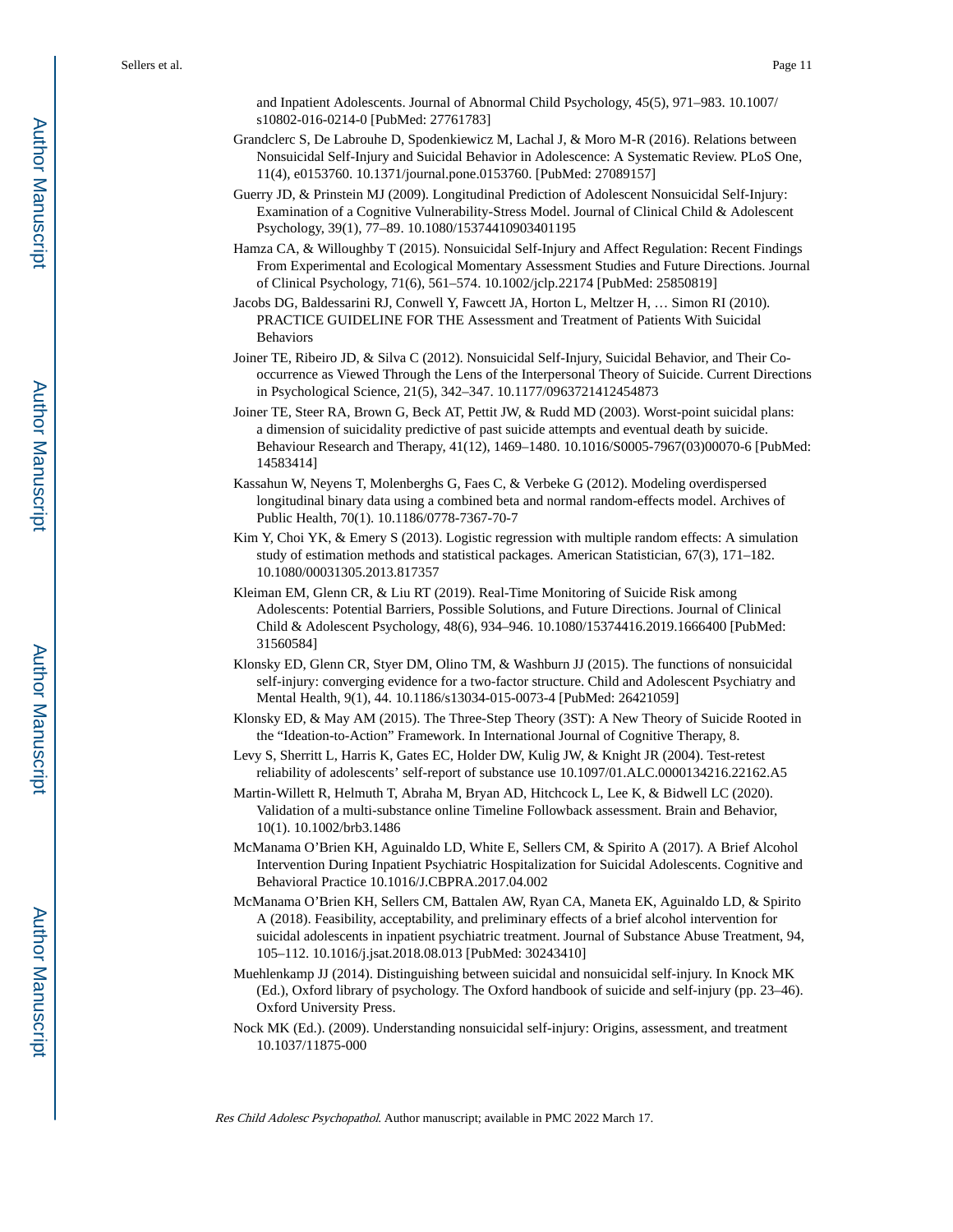and Inpatient Adolescents. Journal of Abnormal Child Psychology, 45(5), 971–983. 10.1007/s10802-016-0214-0 [PubMed: 27761783]

Grandclerc S, De Labrouhe D, Spodenkiewicz M, Lachal J, & Moro M-R (2016). Relations between Nonsuicidal Self-Injury and Suicidal Behavior in Adolescence: A Systematic Review. PLoS One, 11(4), e0153760. 10.1371/journal.pone.0153760. [PubMed: 27089157]

Guerry JD, & Prinstein MJ (2009). Longitudinal Prediction of Adolescent Nonsuicidal Self-Injury: Examination of a Cognitive Vulnerability-Stress Model. Journal of Clinical Child & Adolescent Psychology, 39(1), 77–89. 10.1080/15374410903401195

Hamza CA, & Willoughby T (2015). Nonsuicidal Self-Injury and Affect Regulation: Recent Findings From Experimental and Ecological Momentary Assessment Studies and Future Directions. Journal of Clinical Psychology, 71(6), 561–574. 10.1002/jclp.22174 [PubMed: 25850819]

Jacobs DG, Baldessarini RJ, Conwell Y, Fawcett JA, Horton L, Meltzer H, … Simon RI (2010). PRACTICE GUIDELINE FOR THE Assessment and Treatment of Patients With Suicidal Behaviors

Joiner TE, Ribeiro JD, & Silva C (2012). Nonsuicidal Self-Injury, Suicidal Behavior, and Their Co-occurrence as Viewed Through the Lens of the Interpersonal Theory of Suicide. Current Directions in Psychological Science, 21(5), 342–347. 10.1177/0963721412454873

Joiner TE, Steer RA, Brown G, Beck AT, Pettit JW, & Rudd MD (2003). Worst-point suicidal plans: a dimension of suicidality predictive of past suicide attempts and eventual death by suicide. Behaviour Research and Therapy, 41(12), 1469–1480. 10.1016/S0005-7967(03)00070-6 [PubMed: 14583414]

Kassahun W, Neyens T, Molenberghs G, Faes C, & Verbeke G (2012). Modeling overdispersed longitudinal binary data using a combined beta and normal random-effects model. Archives of Public Health, 70(1). 10.1186/0778-7367-70-7

Kim Y, Choi YK, & Emery S (2013). Logistic regression with multiple random effects: A simulation study of estimation methods and statistical packages. American Statistician, 67(3), 171–182. 10.1080/00031305.2013.817357

Kleiman EM, Glenn CR, & Liu RT (2019). Real-Time Monitoring of Suicide Risk among Adolescents: Potential Barriers, Possible Solutions, and Future Directions. Journal of Clinical Child & Adolescent Psychology, 48(6), 934–946. 10.1080/15374416.2019.1666400 [PubMed: 31560584]

Klonsky ED, Glenn CR, Styer DM, Olino TM, & Washburn JJ (2015). The functions of nonsuicidal self-injury: converging evidence for a two-factor structure. Child and Adolescent Psychiatry and Mental Health, 9(1), 44. 10.1186/s13034-015-0073-4 [PubMed: 26421059]

Klonsky ED, & May AM (2015). The Three-Step Theory (3ST): A New Theory of Suicide Rooted in the "Ideation-to-Action" Framework. In International Journal of Cognitive Therapy, 8.

Levy S, Sherritt L, Harris K, Gates EC, Holder DW, Kulig JW, & Knight JR (2004). Test-retest reliability of adolescents' self-report of substance use 10.1097/01.ALC.0000134216.22162.A5

Martin-Willett R, Helmuth T, Abraha M, Bryan AD, Hitchcock L, Lee K, & Bidwell LC (2020). Validation of a multi-substance online Timeline Followback assessment. Brain and Behavior, 10(1). 10.1002/brb3.1486

McManama O'Brien KH, Aguinaldo LD, White E, Sellers CM, & Spirito A (2017). A Brief Alcohol Intervention During Inpatient Psychiatric Hospitalization for Suicidal Adolescents. Cognitive and Behavioral Practice 10.1016/J.CBPRA.2017.04.002

McManama O'Brien KH, Sellers CM, Battalen AW, Ryan CA, Maneta EK, Aguinaldo LD, & Spirito A (2018). Feasibility, acceptability, and preliminary effects of a brief alcohol intervention for suicidal adolescents in inpatient psychiatric treatment. Journal of Substance Abuse Treatment, 94, 105–112. 10.1016/j.jsat.2018.08.013 [PubMed: 30243410]

Muehlenkamp JJ (2014). Distinguishing between suicidal and nonsuicidal self-injury. In Knock MK (Ed.), Oxford library of psychology. The Oxford handbook of suicide and self-injury (pp. 23–46). Oxford University Press.

Nock MK (Ed.). (2009). Understanding nonsuicidal self-injury: Origins, assessment, and treatment 10.1037/11875-000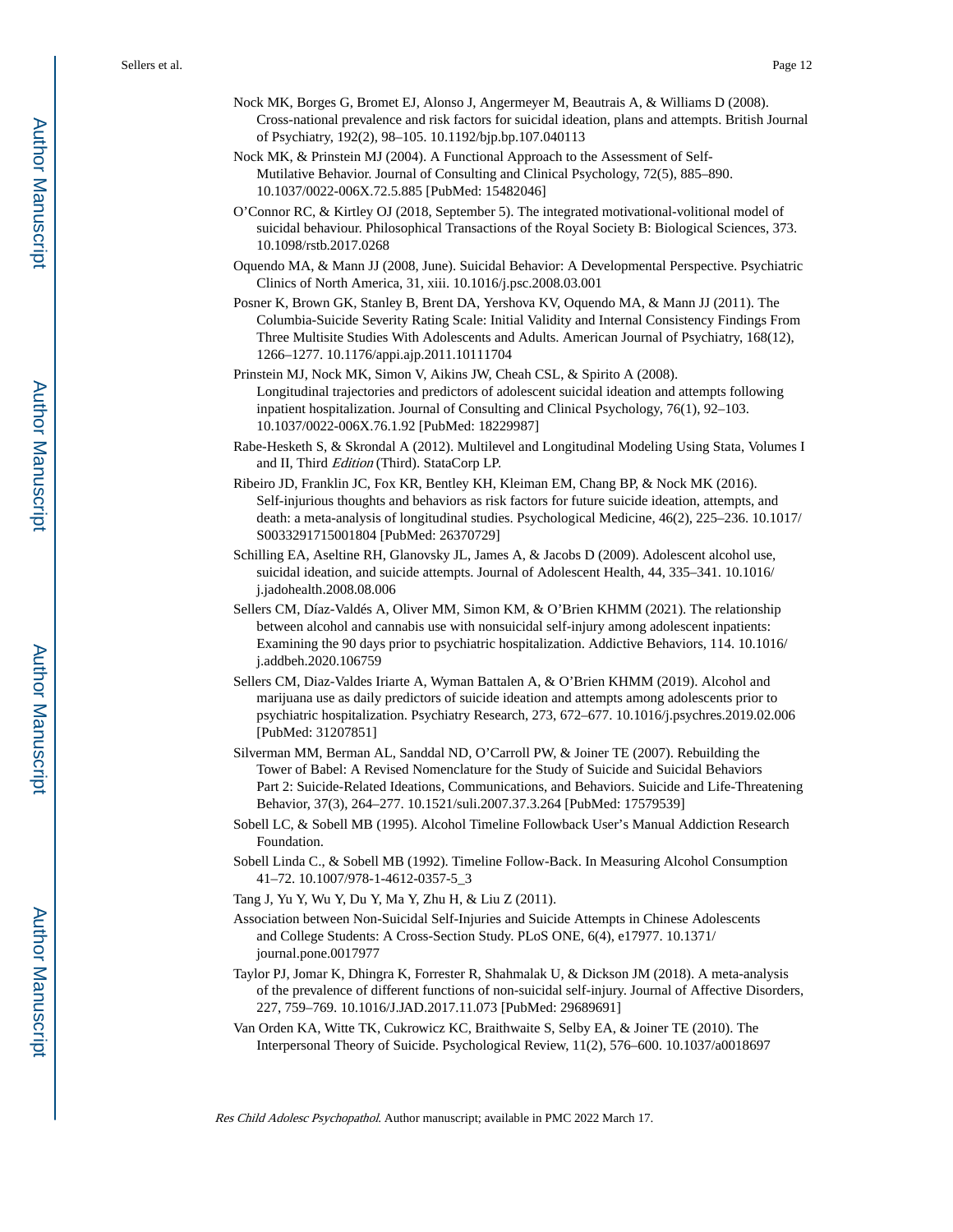Nock MK, Borges G, Bromet EJ, Alonso J, Angermeyer M, Beautrais A, & Williams D (2008). Cross-national prevalence and risk factors for suicidal ideation, plans and attempts. British Journal of Psychiatry, 192(2), 98–105. 10.1192/bjp.bp.107.040113

Nock MK, & Prinstein MJ (2004). A Functional Approach to the Assessment of Self-Mutilative Behavior. Journal of Consulting and Clinical Psychology, 72(5), 885–890. 10.1037/0022-006X.72.5.885 [PubMed: 15482046]

O'Connor RC, & Kirtley OJ (2018, September 5). The integrated motivational-volitional model of suicidal behaviour. Philosophical Transactions of the Royal Society B: Biological Sciences, 373. 10.1098/rstb.2017.0268

Oquendo MA, & Mann JJ (2008, June). Suicidal Behavior: A Developmental Perspective. Psychiatric Clinics of North America, 31, xiii. 10.1016/j.psc.2008.03.001

Posner K, Brown GK, Stanley B, Brent DA, Yershova KV, Oquendo MA, & Mann JJ (2011). The Columbia-Suicide Severity Rating Scale: Initial Validity and Internal Consistency Findings From Three Multisite Studies With Adolescents and Adults. American Journal of Psychiatry, 168(12), 1266–1277. 10.1176/appi.ajp.2011.10111704

Prinstein MJ, Nock MK, Simon V, Aikins JW, Cheah CSL, & Spirito A (2008). Longitudinal trajectories and predictors of adolescent suicidal ideation and attempts following inpatient hospitalization. Journal of Consulting and Clinical Psychology, 76(1), 92–103. 10.1037/0022-006X.76.1.92 [PubMed: 18229987]

Rabe-Hesketh S, & Skrondal A (2012). Multilevel and Longitudinal Modeling Using Stata, Volumes I and II, Third *Edition* (Third). StataCorp LP.

Ribeiro JD, Franklin JC, Fox KR, Bentley KH, Kleiman EM, Chang BP, & Nock MK (2016). Self-injurious thoughts and behaviors as risk factors for future suicide ideation, attempts, and death: a meta-analysis of longitudinal studies. Psychological Medicine, 46(2), 225–236. 10.1017/S0033291715001804 [PubMed: 26370729]

Schilling EA, Aseltine RH, Glanovsky JL, James A, & Jacobs D (2009). Adolescent alcohol use, suicidal ideation, and suicide attempts. Journal of Adolescent Health, 44, 335–341. 10.1016/j.jadohealth.2008.08.006

Sellers CM, Díaz-Valdés A, Oliver MM, Simon KM, & O'Brien KHMM (2021). The relationship between alcohol and cannabis use with nonsuicidal self-injury among adolescent inpatients: Examining the 90 days prior to psychiatric hospitalization. Addictive Behaviors, 114. 10.1016/j.addbeh.2020.106759

Sellers CM, Diaz-Valdes Iriarte A, Wyman Battalen A, & O'Brien KHMM (2019). Alcohol and marijuana use as daily predictors of suicide ideation and attempts among adolescents prior to psychiatric hospitalization. Psychiatry Research, 273, 672–677. 10.1016/j.psychres.2019.02.006 [PubMed: 31207851]

Silverman MM, Berman AL, Sanddal ND, O'Carroll PW, & Joiner TE (2007). Rebuilding the Tower of Babel: A Revised Nomenclature for the Study of Suicide and Suicidal Behaviors Part 2: Suicide-Related Ideations, Communications, and Behaviors. Suicide and Life-Threatening Behavior, 37(3), 264–277. 10.1521/suli.2007.37.3.264 [PubMed: 17579539]

Sobell LC, & Sobell MB (1995). Alcohol Timeline Followback User's Manual Addiction Research Foundation.

Sobell Linda C., & Sobell MB (1992). Timeline Follow-Back. In Measuring Alcohol Consumption 41–72. 10.1007/978-1-4612-0357-5_3

Tang J, Yu Y, Wu Y, Du Y, Ma Y, Zhu H, & Liu Z (2011).

Association between Non-Suicidal Self-Injuries and Suicide Attempts in Chinese Adolescents and College Students: A Cross-Section Study. PLoS ONE, 6(4), e17977. 10.1371/journal.pone.0017977

Taylor PJ, Jomar K, Dhingra K, Forrester R, Shahmalak U, & Dickson JM (2018). A meta-analysis of the prevalence of different functions of non-suicidal self-injury. Journal of Affective Disorders, 227, 759–769. 10.1016/J.JAD.2017.11.073 [PubMed: 29689691]

Van Orden KA, Witte TK, Cukrowicz KC, Braithwaite S, Selby EA, & Joiner TE (2010). The Interpersonal Theory of Suicide. Psychological Review, 11(2), 576–600. 10.1037/a0018697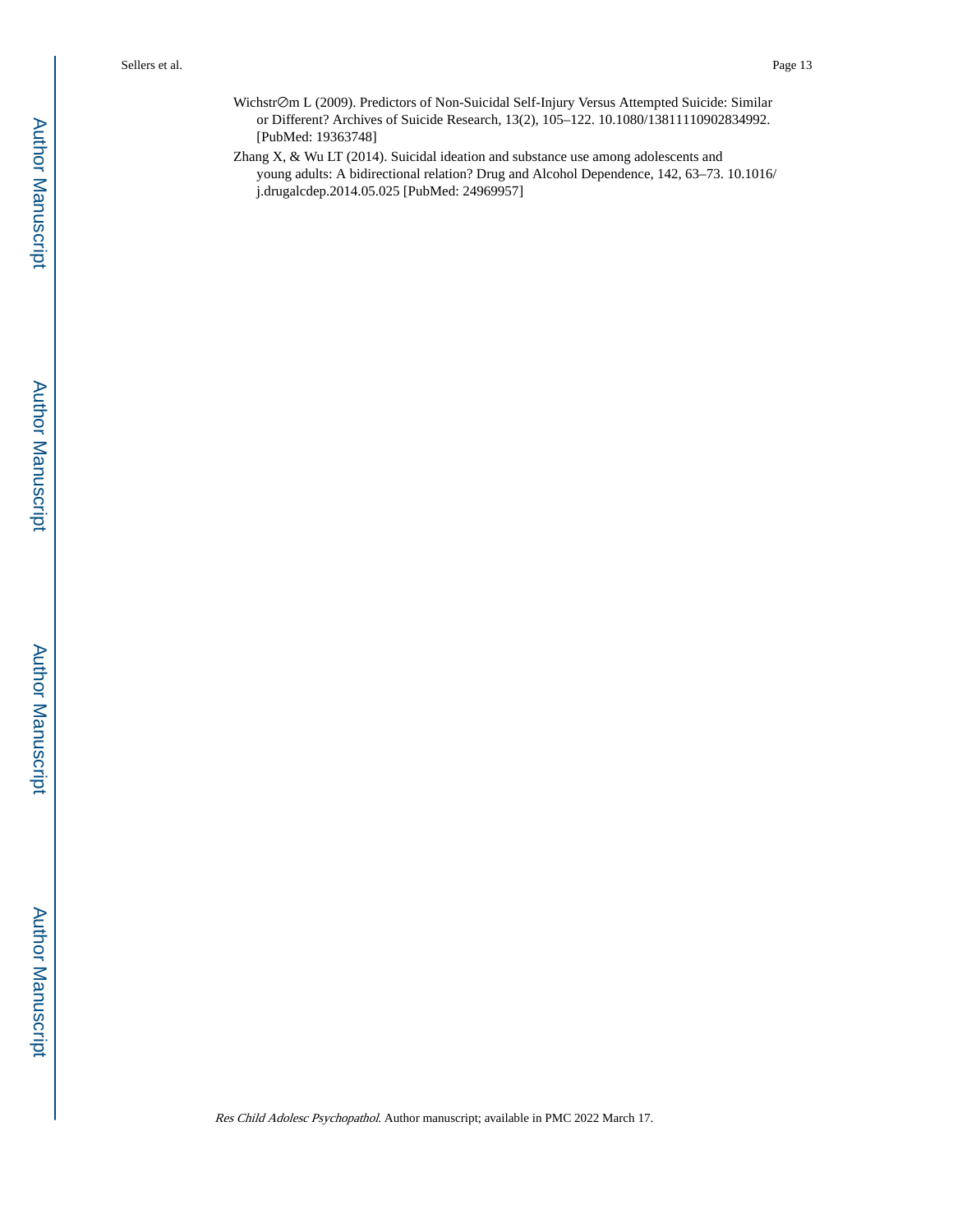Wichstr∅m L (2009). Predictors of Non-Suicidal Self-Injury Versus Attempted Suicide: Similar or Different? Archives of Suicide Research, 13(2), 105–122. 10.1080/13811110902834992. [PubMed: 19363748]

Zhang X, & Wu LT (2014). Suicidal ideation and substance use among adolescents and young adults: A bidirectional relation? Drug and Alcohol Dependence, 142, 63–73. 10.1016/j.drugalcdep.2014.05.025 [PubMed: 24969957]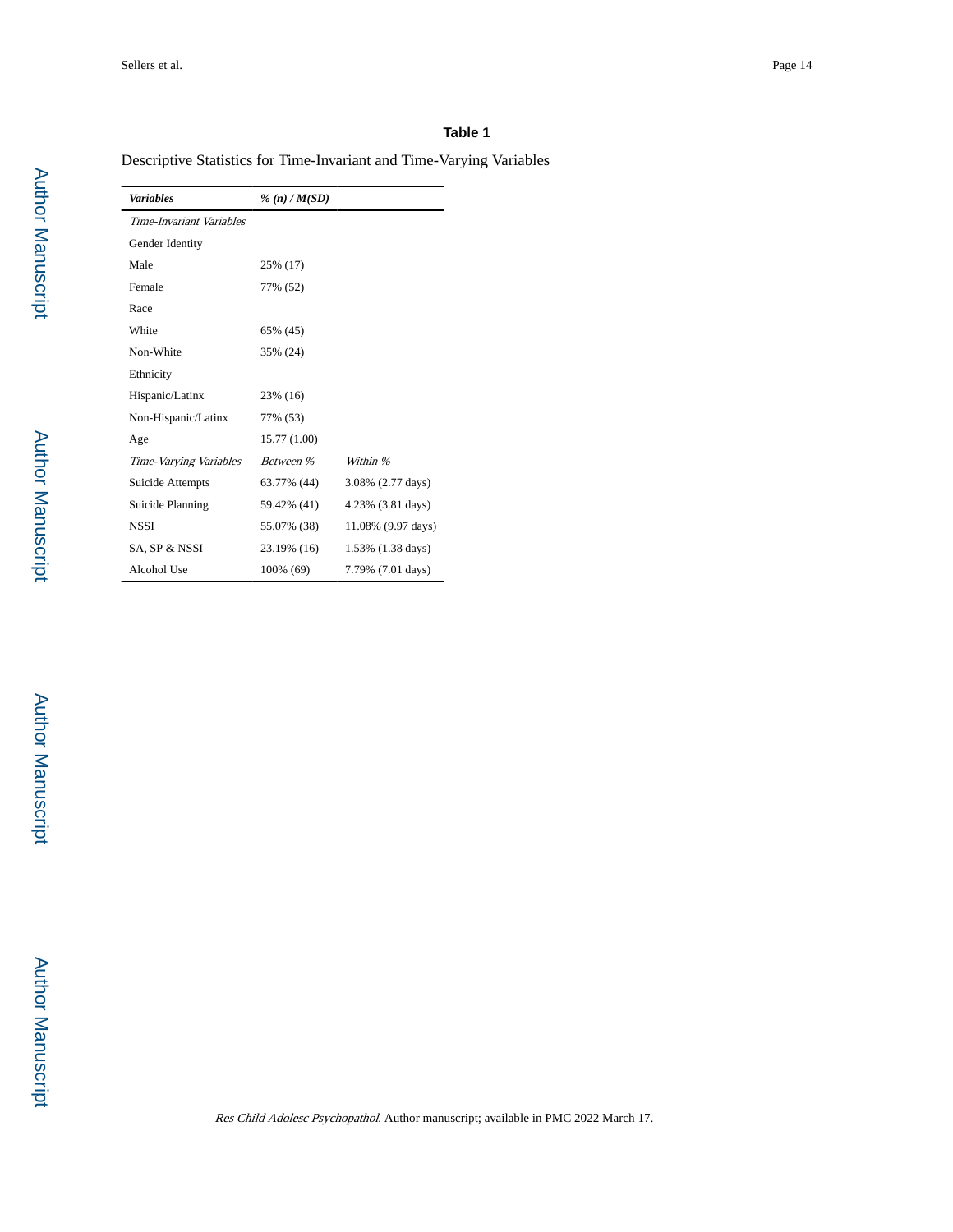**Table 1**

Descriptive Statistics for Time-Invariant and Time-Varying Variables

| *Variables* | *% (n) / M(SD)* | |
|---|---|---|
| *Time-Invariant Variables* | | |
| Gender Identity | | |
| Male | 25% (17) | |
| Female | 77% (52) | |
| Race | | |
| White | 65% (45) | |
| Non-White | 35% (24) | |
| Ethnicity | | |
| Hispanic/Latinx | 23% (16) | |
| Non-Hispanic/Latinx | 77% (53) | |
| Age | 15.77 (1.00) | |
| *Time-Varying Variables* | *Between %* | *Within %* |
| Suicide Attempts | 63.77% (44) | 3.08% (2.77 days) |
| Suicide Planning | 59.42% (41) | 4.23% (3.81 days) |
| NSSI | 55.07% (38) | 11.08% (9.97 days) |
| SA, SP & NSSI | 23.19% (16) | 1.53% (1.38 days) |
| Alcohol Use | 100% (69) | 7.79% (7.01 days) |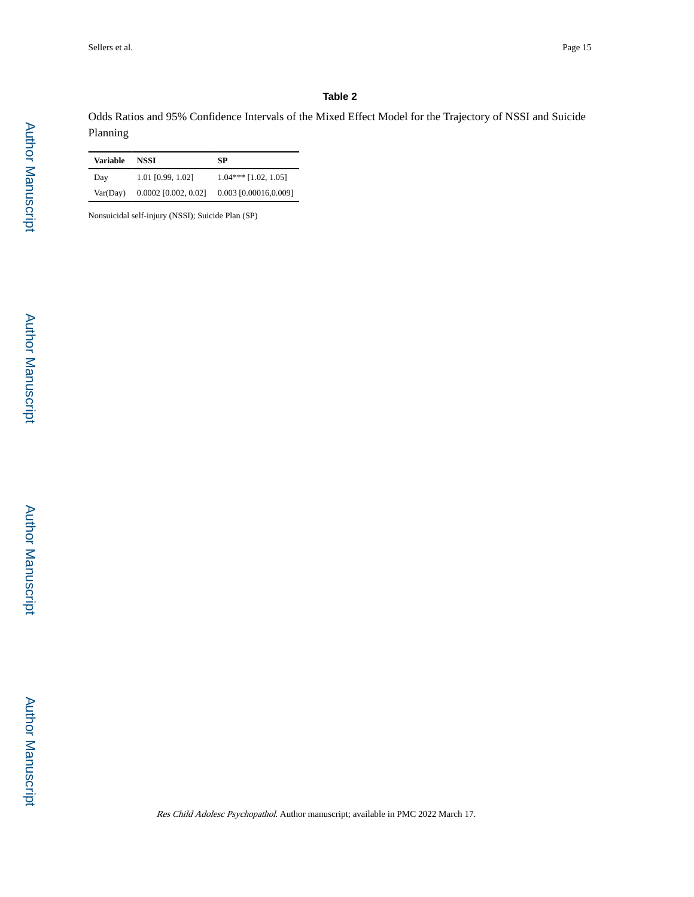## Table 2

Odds Ratios and 95% Confidence Intervals of the Mixed Effect Model for the Trajectory of NSSI and Suicide Planning

| Variable | NSSI | SP |
|---|---|---|
| Day | 1.01 [0.99, 1.02] | 1.04*** [1.02, 1.05] |
| Var(Day) | 0.0002 [0.002, 0.02] | 0.003 [0.00016,0.009] |

Nonsuicidal self-injury (NSSI); Suicide Plan (SP)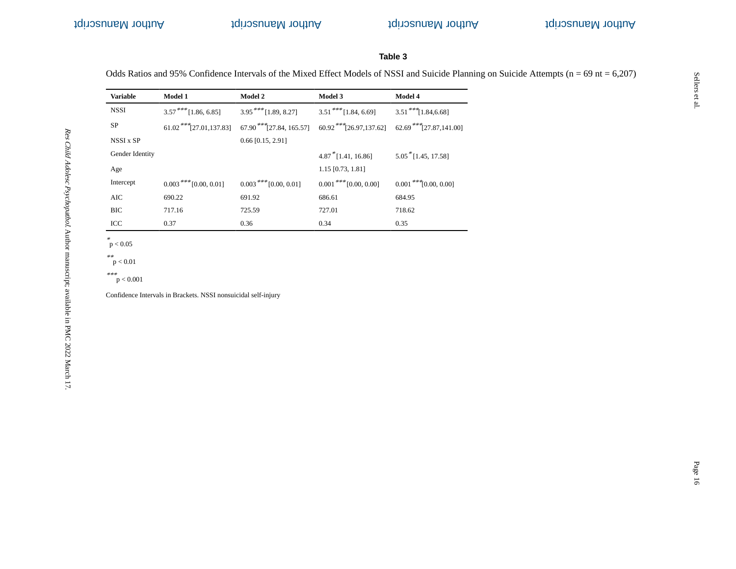**Table 3**

Odds Ratios and 95% Confidence Intervals of the Mixed Effect Models of NSSI and Suicide Planning on Suicide Attempts (n = 69 nt = 6,207)

| Variable | Model 1 | Model 2 | Model 3 | Model 4 |
| --- | --- | --- | --- | --- |
| NSSI | 3.57*** [1.86, 6.85] | 3.95*** [1.89, 8.27] | 3.51*** [1.84, 6.69] | 3.51*** [1.84,6.68] |
| SP | 61.02*** [27.01,137.83] | 67.90*** [27.84, 165.57] | 60.92*** [26.97,137.62] | 62.69*** [27.87,141.00] |
| NSSI x SP | | 0.66 [0.15, 2.91] | | |
| Gender Identity | | | 4.87* [1.41, 16.86] | 5.05* [1.45, 17.58] |
| Age | | | 1.15 [0.73, 1.81] | |
| Intercept | 0.003*** [0.00, 0.01] | 0.003*** [0.00, 0.01] | 0.001*** [0.00, 0.00] | 0.001*** [0.00, 0.00] |
| AIC | 690.22 | 691.92 | 686.61 | 684.95 |
| BIC | 717.16 | 725.59 | 727.01 | 718.62 |
| ICC | 0.37 | 0.36 | 0.34 | 0.35 |

* $p < 0.05$

** $p < 0.01$

*** $p < 0.001$

Confidence Intervals in Brackets. NSSI nonsuicidal self-injury